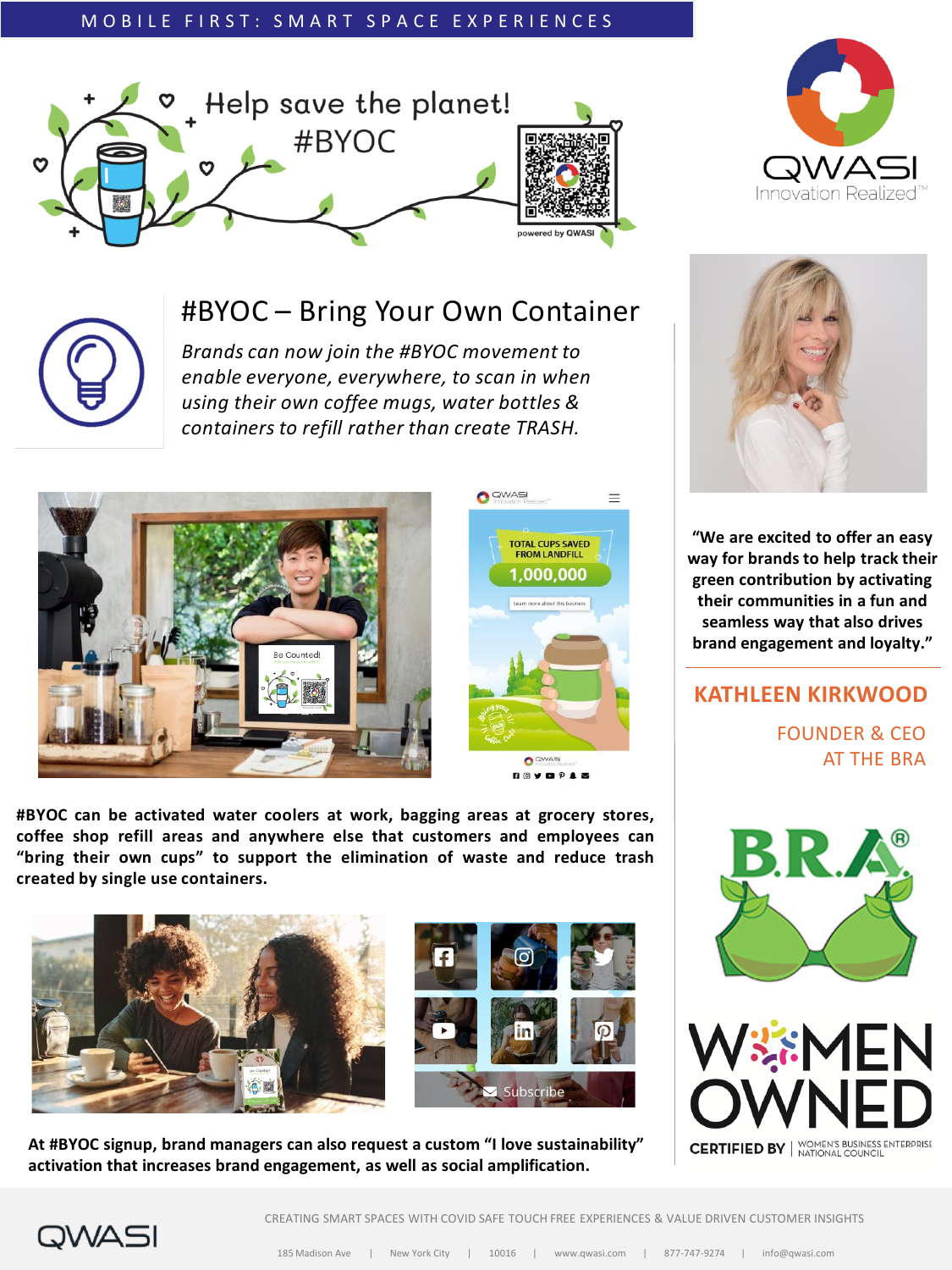MOBILE FIRST: SMART SPACE EXPERIENCES

Help save the planet!
#BYOC

# #BYOC – Bring Your Own Container

*Brands can now join the #BYOC movement to enable everyone, everywhere, to scan in when using their own coffee mugs, water bottles & containers to refill rather than create TRASH.*

**#BYOC can be activated water coolers at work, bagging areas at grocery stores, coffee shop refill areas and anywhere else that customers and employees can "bring their own cups" to support the elimination of waste and reduce trash created by single use containers.**

**At #BYOC signup, brand managers can also request a custom "I love sustainability" activation that increases brand engagement, as well as social amplification.**

**"We are excited to offer an easy way for brands to help track their green contribution by activating their communities in a fun and seamless way that also drives brand engagement and loyalty."**

**KATHLEEN KIRKWOOD**

FOUNDER & CEO
AT THE BRA

WOMEN OWNED
CERTIFIED BY | WOMEN'S BUSINESS ENTERPRISE NATIONAL COUNCIL

CREATING SMART SPACES WITH COVID SAFE TOUCH FREE EXPERIENCES & VALUE DRIVEN CUSTOMER INSIGHTS

185 Madison Ave | New York City | 10016 | www.qwasi.com | 877-747-9274 | info@qwasi.com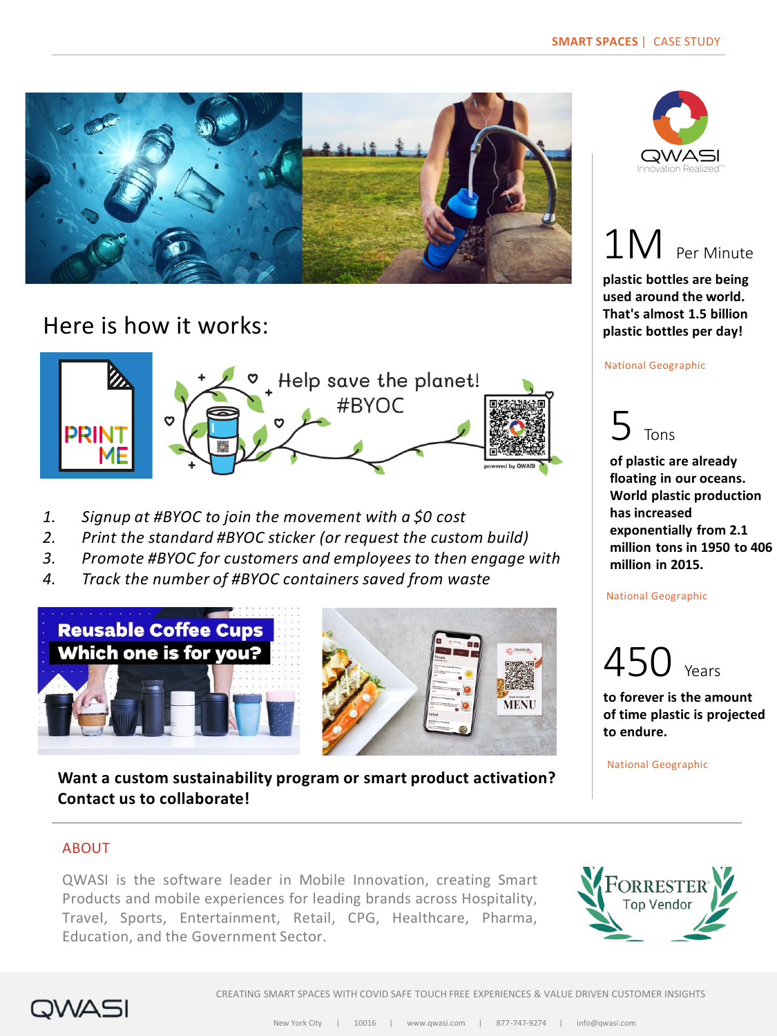## Here is how it works:

1. *Signup at #BYOC to join the movement with a $0 cost*
2. *Print the standard #BYOC sticker (or request the custom build)*
3. *Promote #BYOC for customers and employees to then engage with*
4. *Track the number of #BYOC containers saved from waste*

**Want a custom sustainability program or smart product activation? Contact us to collaborate!**

1M Per Minute

**plastic bottles are being used around the world. That's almost 1.5 billion plastic bottles per day!**

National Geographic

5 Tons

**of plastic are already floating in our oceans. World plastic production has increased exponentially from 2.1 million tons in 1950 to 406 million in 2015.**

National Geographic

450 Years

**to forever is the amount of time plastic is projected to endure.**

National Geographic

## ABOUT

QWASI is the software leader in Mobile Innovation, creating Smart Products and mobile experiences for leading brands across Hospitality, Travel, Sports, Entertainment, Retail, CPG, Healthcare, Pharma, Education, and the Government Sector.

CREATING SMART SPACES WITH COVID SAFE TOUCH FREE EXPERIENCES & VALUE DRIVEN CUSTOMER INSIGHTS

New York City | 10016 | www.qwasi.com | 877-747-9274 | info@qwasi.com